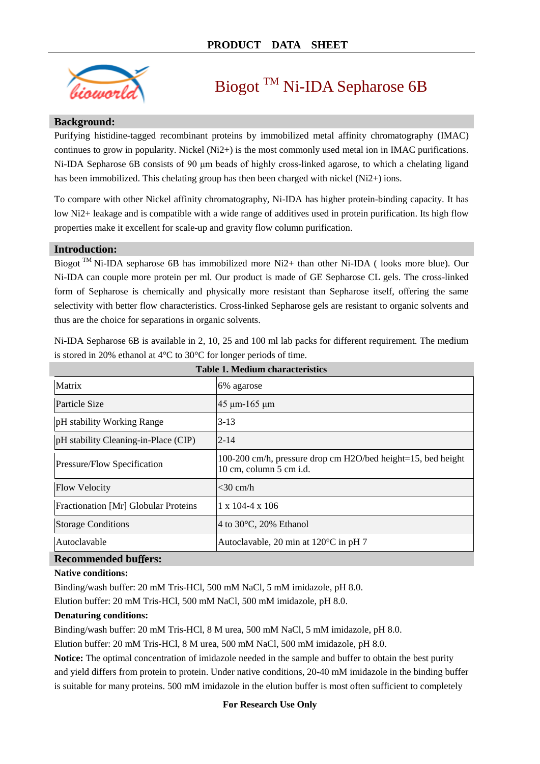PRODUCT DATA SHEET

# Biogot ™ Ni-IDA Sepharose 6B

## Background:

Purifying histidine-tagged recombinant proteins by immobilized metal affinity chromatography (IMAC) continues to grow in popularity. Nickel (Ni2+) is the most commonly used metal ion in IMAC purifications. Ni-IDA Sepharose 6B consists of 90 µm beads of highly cross-linked agarose, to which a chelating ligand has been immobilized. This chelating group has then been charged with nickel (Ni2+) ions.

To compare with other Nickel affinity chromatography, Ni-IDA has higher protein-binding capacity. It has low Ni2+ leakage and is compatible with a wide range of additives used in protein purification. Its high flow properties make it excellent for scale-up and gravity flow column purification.

## Introduction:

Biogot ™ Ni-IDA sepharose 6B has immobilized more Ni2+ than other Ni-IDA ( looks more blue). Our Ni-IDA can couple more protein per ml. Our product is made of GE Sepharose CL gels. The cross-linked form of Sepharose is chemically and physically more resistant than Sepharose itself, offering the same selectivity with better flow characteristics. Cross-linked Sepharose gels are resistant to organic solvents and thus are the choice for separations in organic solvents.

Ni-IDA Sepharose 6B is available in 2, 10, 25 and 100 ml lab packs for different requirement. The medium is stored in 20% ethanol at 4°C to 30°C for longer periods of time.

**Table 1. Medium characteristics**

| | |
|---|---|
| Matrix | 6% agarose |
| Particle Size | 45 µm-165 µm |
| pH stability Working Range | 3-13 |
| pH stability Cleaning-in-Place (CIP) | 2-14 |
| Pressure/Flow Specification | 100-200 cm/h, pressure drop cm H2O/bed height=15, bed height 10 cm, column 5 cm i.d. |
| Flow Velocity | <30 cm/h |
| Fractionation [Mr] Globular Proteins | 1 x 104-4 x 106 |
| Storage Conditions | 4 to 30°C, 20% Ethanol |
| Autoclavable | Autoclavable, 20 min at 120°C in pH 7 |

## Recommended buffers:

**Native conditions:**

Binding/wash buffer: 20 mM Tris-HCl, 500 mM NaCl, 5 mM imidazole, pH 8.0.

Elution buffer: 20 mM Tris-HCl, 500 mM NaCl, 500 mM imidazole, pH 8.0.

**Denaturing conditions:**

Binding/wash buffer: 20 mM Tris-HCl, 8 M urea, 500 mM NaCl, 5 mM imidazole, pH 8.0.

Elution buffer: 20 mM Tris-HCl, 8 M urea, 500 mM NaCl, 500 mM imidazole, pH 8.0.

**Notice:** The optimal concentration of imidazole needed in the sample and buffer to obtain the best purity and yield differs from protein to protein. Under native conditions, 20-40 mM imidazole in the binding buffer is suitable for many proteins. 500 mM imidazole in the elution buffer is most often sufficient to completely

For Research Use Only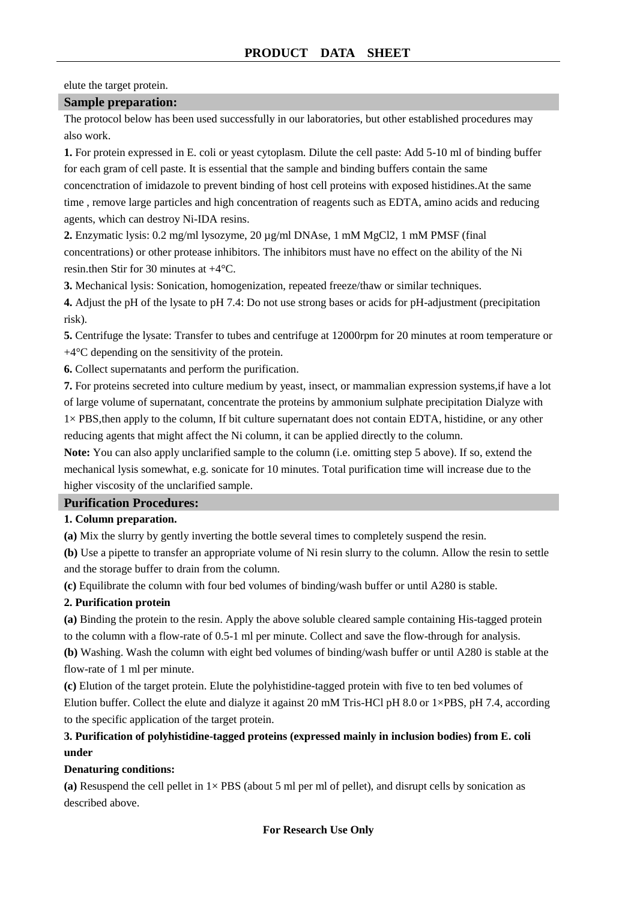elute the target protein.

## Sample preparation:

The protocol below has been used successfully in our laboratories, but other established procedures may also work.

**1.** For protein expressed in E. coli or yeast cytoplasm. Dilute the cell paste: Add 5-10 ml of binding buffer for each gram of cell paste. It is essential that the sample and binding buffers contain the same concenctration of imidazole to prevent binding of host cell proteins with exposed histidines.At the same time , remove large particles and high concentration of reagents such as EDTA, amino acids and reducing agents, which can destroy Ni-IDA resins.

**2.** Enzymatic lysis: 0.2 mg/ml lysozyme, 20 µg/ml DNAse, 1 mM $MgCl_2$, 1 mM PMSF (final concentrations) or other protease inhibitors. The inhibitors must have no effect on the ability of the Ni resin.then Stir for 30 minutes at +4°C.

**3.** Mechanical lysis: Sonication, homogenization, repeated freeze/thaw or similar techniques.

**4.** Adjust the pH of the lysate to pH 7.4: Do not use strong bases or acids for pH-adjustment (precipitation risk).

**5.** Centrifuge the lysate: Transfer to tubes and centrifuge at 12000rpm for 20 minutes at room temperature or +4°C depending on the sensitivity of the protein.

**6.** Collect supernatants and perform the purification.

**7.** For proteins secreted into culture medium by yeast, insect, or mammalian expression systems,if have a lot of large volume of supernatant, concentrate the proteins by ammonium sulphate precipitation Dialyze with 1× PBS,then apply to the column, If bit culture supernatant does not contain EDTA, histidine, or any other reducing agents that might affect the Ni column, it can be applied directly to the column.

**Note:** You can also apply unclarified sample to the column (i.e. omitting step 5 above). If so, extend the mechanical lysis somewhat, e.g. sonicate for 10 minutes. Total purification time will increase due to the higher viscosity of the unclarified sample.

## Purification Procedures:

**1. Column preparation.**

**(a)** Mix the slurry by gently inverting the bottle several times to completely suspend the resin.

**(b)** Use a pipette to transfer an appropriate volume of Ni resin slurry to the column. Allow the resin to settle and the storage buffer to drain from the column.

**(c)** Equilibrate the column with four bed volumes of binding/wash buffer or until A280 is stable.

**2. Purification protein**

**(a)** Binding the protein to the resin. Apply the above soluble cleared sample containing His-tagged protein to the column with a flow-rate of 0.5-1 ml per minute. Collect and save the flow-through for analysis.

**(b)** Washing. Wash the column with eight bed volumes of binding/wash buffer or until A280 is stable at the flow-rate of 1 ml per minute.

**(c)** Elution of the target protein. Elute the polyhistidine-tagged protein with five to ten bed volumes of Elution buffer. Collect the elute and dialyze it against 20 mM Tris-HCl pH 8.0 or 1×PBS, pH 7.4, according to the specific application of the target protein.

**3. Purification of polyhistidine-tagged proteins (expressed mainly in inclusion bodies) from E. coli under**

**Denaturing conditions:**

**(a)** Resuspend the cell pellet in 1× PBS (about 5 ml per ml of pellet), and disrupt cells by sonication as described above.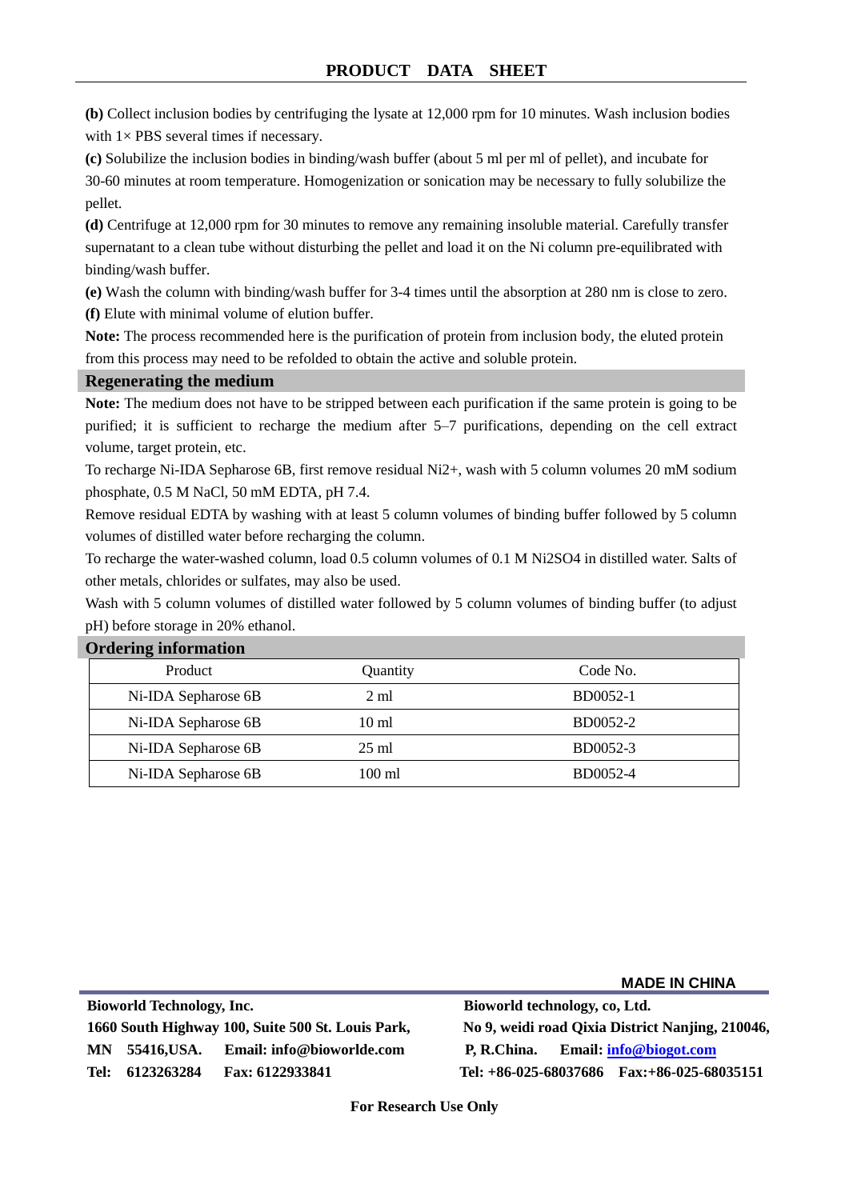**(b)** Collect inclusion bodies by centrifuging the lysate at 12,000 rpm for 10 minutes. Wash inclusion bodies with 1× PBS several times if necessary.

**(c)** Solubilize the inclusion bodies in binding/wash buffer (about 5 ml per ml of pellet), and incubate for 30-60 minutes at room temperature. Homogenization or sonication may be necessary to fully solubilize the pellet.

**(d)** Centrifuge at 12,000 rpm for 30 minutes to remove any remaining insoluble material. Carefully transfer supernatant to a clean tube without disturbing the pellet and load it on the Ni column pre-equilibrated with binding/wash buffer.

**(e)** Wash the column with binding/wash buffer for 3-4 times until the absorption at 280 nm is close to zero.

**(f)** Elute with minimal volume of elution buffer.

**Note:** The process recommended here is the purification of protein from inclusion body, the eluted protein from this process may need to be refolded to obtain the active and soluble protein.

## Regenerating the medium

**Note:** The medium does not have to be stripped between each purification if the same protein is going to be purified; it is sufficient to recharge the medium after 5–7 purifications, depending on the cell extract volume, target protein, etc.

To recharge Ni-IDA Sepharose 6B, first remove residual $Ni^{2+}$, wash with 5 column volumes 20 mM sodium phosphate, 0.5 M NaCl, 50 mM EDTA, pH 7.4.

Remove residual EDTA by washing with at least 5 column volumes of binding buffer followed by 5 column volumes of distilled water before recharging the column.

To recharge the water-washed column, load 0.5 column volumes of 0.1 M $Ni_2SO_4$ in distilled water. Salts of other metals, chlorides or sulfates, may also be used.

Wash with 5 column volumes of distilled water followed by 5 column volumes of binding buffer (to adjust pH) before storage in 20% ethanol.

## Ordering information

| Product | Quantity | Code No. |
|---|---|---|
| Ni-IDA Sepharose 6B | 2 ml | BD0052-1 |
| Ni-IDA Sepharose 6B | 10 ml | BD0052-2 |
| Ni-IDA Sepharose 6B | 25 ml | BD0052-3 |
| Ni-IDA Sepharose 6B | 100 ml | BD0052-4 |

MADE IN CHINA

**Bioworld Technology, Inc.**
**1660 South Highway 100, Suite 500 St. Louis Park, MN 55416,USA. Email: info@bioworlde.com**
**Tel: 6123263284 Fax: 6122933841**

**Bioworld technology, co, Ltd.**
**No 9, weidi road Qixia District Nanjing, 210046, P, R.China. Email: info@biogot.com**
**Tel: +86-025-68037686 Fax:+86-025-68035151**

**For Research Use Only**